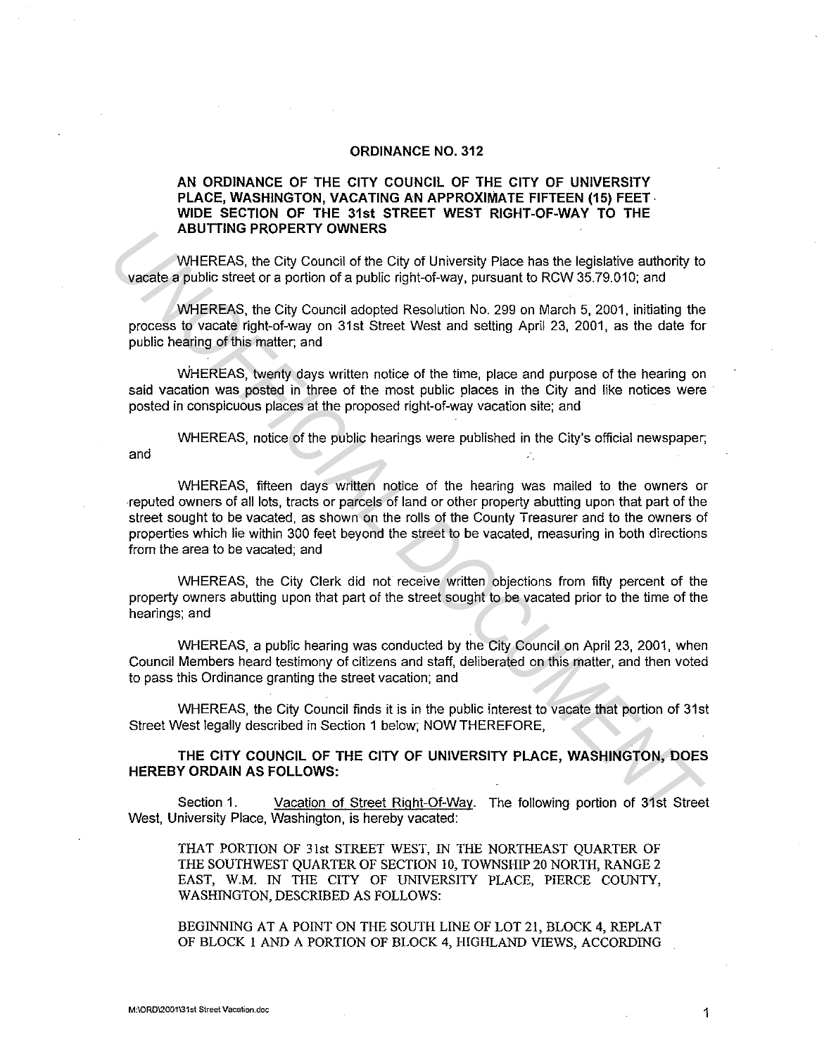# ORDINANCE NO. 312

## AN ORDINANCE OF THE CITY COUNCIL OF THE CITY OF UNIVERSITY PLACE, WASHINGTON, VACATING AN APPROXIMATE FIFTEEN (15) FEET WIDE SECTION OF THE 31st STREET WEST RIGHT-OF-WAY TO THE ABUTTING PROPERTY OWNERS

WHEREAS, the City Council of the City of University Place has the legislative authority to vacate a public street or a portion of a public right-of-way, pursuant to RCW 35.79.010; and

WHEREAS, the City Council adopted Resolution No. 299 on March 5, 2001, initiating the process to vacate right-of-way on 31st Street West and setting April 23, 2001, as the date for public hearing of this matter; and

WHEREAS, twenty days written notice of the time, place and purpose of the hearing on said vacation was posted in three of the most public places in the City and like notices were posted in conspicuous places at the proposed right-of-way vacation site; and

WHEREAS, notice of the public hearings were published in the City's official newspaper; and

WHEREAS, fifteen days written notice of the hearing was mailed to the owners or reputed owners of all lots, tracts or parcels of land or other property abutting upon that part of the street sought to be vacated, as shown on the rolls of the County Treasurer and to the owners of properties which lie within 300 feet beyond the street to be vacated, measuring in both directions from the area to be vacated; and

WHEREAS, the City Clerk did not receive written objections from fifty percent of the property owners abutting upon that part of the street sought to be vacated prior to the time of the hearings; and

WHEREAS, a public hearing was conducted by the City Council on April 23, 2001, when Council Members heard testimony of citizens and staff, deliberated on this matter, and then voted to pass this Ordinance granting the street vacation; and

WHEREAS, the City Council finds it is in the public interest to vacate that portion of 31st Street West legally described in Section 1 below; NOW THEREFORE,

**THE CITY COUNCIL OF THE CITY OF UNIVERSITY PLACE, WASHINGTON, DOES HEREBY ORDAIN AS FOLLOWS:**

Section 1. Vacation of Street Right-Of-Way. The following portion of 31st Street West, University Place, Washington, is hereby vacated:

THAT PORTION OF 31st STREET WEST, IN THE NORTHEAST QUARTER OF THE SOUTHWEST QUARTER OF SECTION 10, TOWNSHIP 20 NORTH, RANGE 2 EAST, W.M. IN THE CITY OF UNIVERSITY PLACE, PIERCE COUNTY, WASHINGTON, DESCRIBED AS FOLLOWS:

BEGINNING AT A POINT ON THE SOUTH LINE OF LOT 21, BLOCK 4, REPLAT OF BLOCK 1 AND A PORTION OF BLOCK 4, HIGHLAND VIEWS, ACCORDING

M:\ORD\2001\31st Street Vacation.doc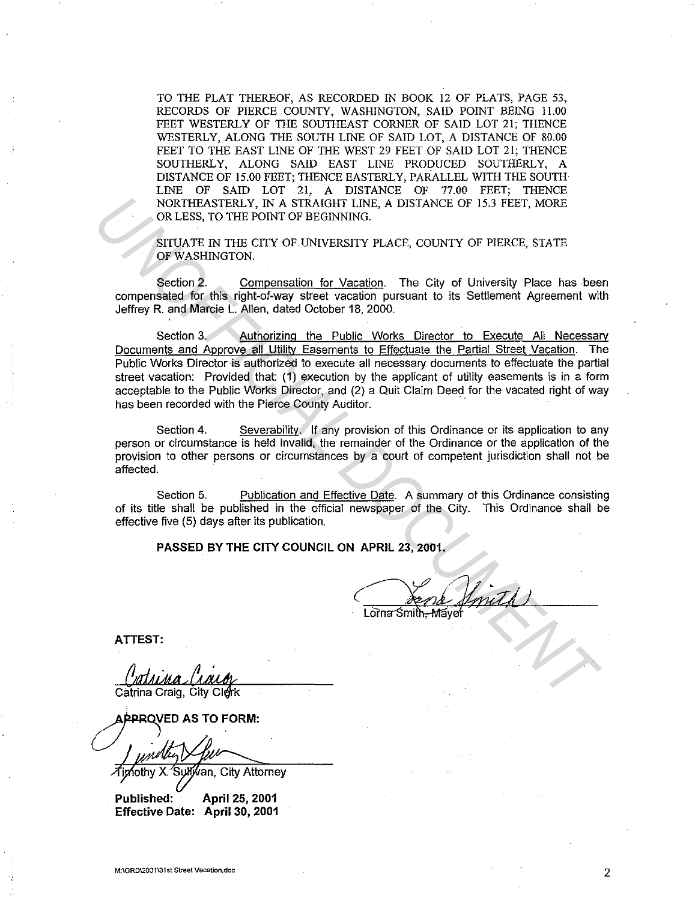TO THE PLAT THEREOF, AS RECORDED IN BOOK 12 OF PLATS, PAGE 53, RECORDS OF PIERCE COUNTY, WASHINGTON, SAID POINT BEING 11.00 FEET WESTERLY OF THE SOUTHEAST CORNER OF SAID LOT 21; THENCE WESTERLY, ALONG THE SOUTH LINE OF SAID LOT, A DISTANCE OF 80.00 FEET TO THE EAST LINE OF THE WEST 29 FEET OF SAID LOT 21; THENCE SOUTHERLY, ALONG SAID EAST LINE PRODUCED SOUTHERLY, A DISTANCE OF 15.00 FEET; THENCE EASTERLY, PARALLEL WITH THE SOUTH LINE OF SAID LOT 21, A DISTANCE OF 77.00 FEET; THENCE NORTHEASTERLY, IN A STRAIGHT LINE, A DISTANCE OF 15.3 FEET, MORE OR LESS, TO THE POINT OF BEGINNING.

SITUATE IN THE CITY OF UNIVERSITY PLACE, COUNTY OF PIERCE, STATE OF WASHINGTON.

Section 2. Compensation for Vacation. The City of University Place has been compensated for this right-of-way street vacation pursuant to its Settlement Agreement with Jeffrey R. and Marcie L. Allen, dated October 18, 2000.

Section 3. Authorizing the Public Works Director to Execute All Necessary Documents and Approve all Utility Easements to Effectuate the Partial Street Vacation. The Public Works Director is authorized to execute all necessary documents to effectuate the partial street vacation: Provided that: (1) execution by the applicant of utility easements is in a form acceptable to the Public Works Director, and (2) a Quit Claim Deed for the vacated right of way has been recorded with the Pierce County Auditor.

Section 4. Severability. If any provision of this Ordinance or its application to any person or circumstance is held invalid, the remainder of the Ordinance or the application of the provision to other persons or circumstances by a court of competent jurisdiction shall not be affected.

Section 5. Publication and Effective Date. A summary of this Ordinance consisting of its title shall be published in the official newspaper of the City. This Ordinance shall be effective five (5) days after its publication.

**PASSED BY THE CITY COUNCIL ON APRIL 23, 2001.**

Lorna Smith, Mayor

**ATTEST:**

Catrina Craig, City Clerk

**APPROVED AS TO FORM:**

Timothy X. Sullivan, City Attorney

**Published: April 25, 2001**
**Effective Date: April 30, 2001**

M:\ORD\2001\31st Street Vacation.doc